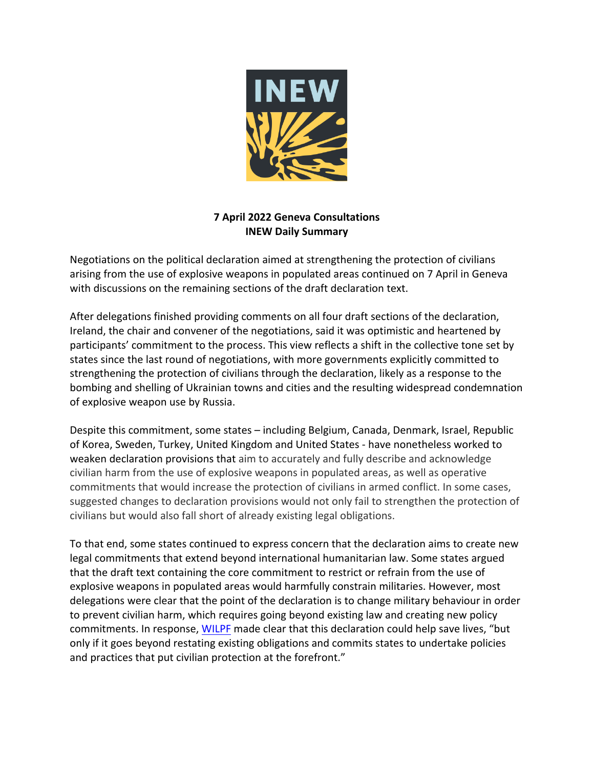**7 April 2022 Geneva Consultations**
**INEW Daily Summary**

Negotiations on the political declaration aimed at strengthening the protection of civilians arising from the use of explosive weapons in populated areas continued on 7 April in Geneva with discussions on the remaining sections of the draft declaration text.

After delegations finished providing comments on all four draft sections of the declaration, Ireland, the chair and convener of the negotiations, said it was optimistic and heartened by participants' commitment to the process. This view reflects a shift in the collective tone set by states since the last round of negotiations, with more governments explicitly committed to strengthening the protection of civilians through the declaration, likely as a response to the bombing and shelling of Ukrainian towns and cities and the resulting widespread condemnation of explosive weapon use by Russia.

Despite this commitment, some states – including Belgium, Canada, Denmark, Israel, Republic of Korea, Sweden, Turkey, United Kingdom and United States - have nonetheless worked to weaken declaration provisions that aim to accurately and fully describe and acknowledge civilian harm from the use of explosive weapons in populated areas, as well as operative commitments that would increase the protection of civilians in armed conflict. In some cases, suggested changes to declaration provisions would not only fail to strengthen the protection of civilians but would also fall short of already existing legal obligations.

To that end, some states continued to express concern that the declaration aims to create new legal commitments that extend beyond international humanitarian law. Some states argued that the draft text containing the core commitment to restrict or refrain from the use of explosive weapons in populated areas would harmfully constrain militaries. However, most delegations were clear that the point of the declaration is to change military behaviour in order to prevent civilian harm, which requires going beyond existing law and creating new policy commitments. In response, WILPF made clear that this declaration could help save lives, "but only if it goes beyond restating existing obligations and commits states to undertake policies and practices that put civilian protection at the forefront."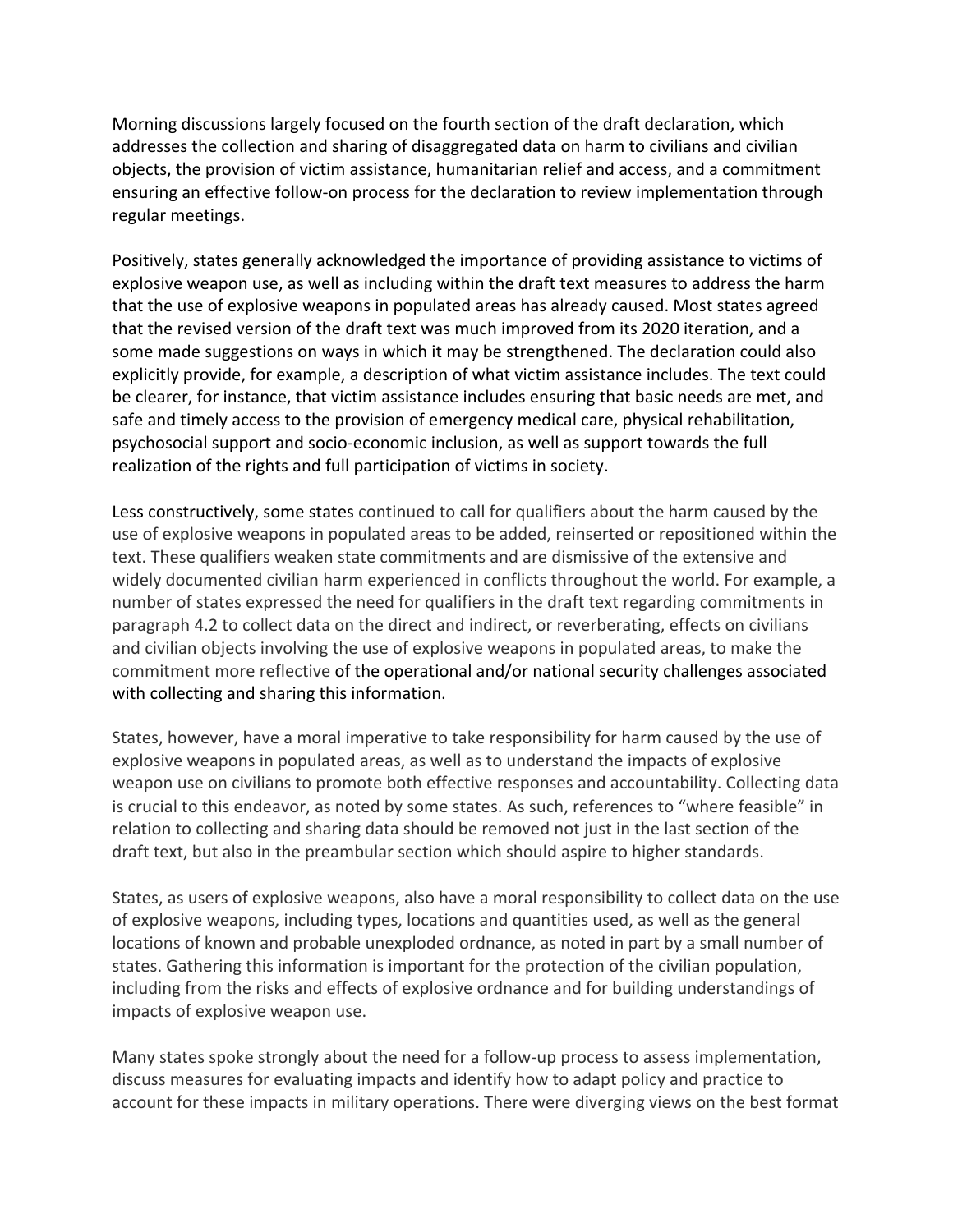Morning discussions largely focused on the fourth section of the draft declaration, which addresses the collection and sharing of disaggregated data on harm to civilians and civilian objects, the provision of victim assistance, humanitarian relief and access, and a commitment ensuring an effective follow-on process for the declaration to review implementation through regular meetings.

Positively, states generally acknowledged the importance of providing assistance to victims of explosive weapon use, as well as including within the draft text measures to address the harm that the use of explosive weapons in populated areas has already caused. Most states agreed that the revised version of the draft text was much improved from its 2020 iteration, and a some made suggestions on ways in which it may be strengthened. The declaration could also explicitly provide, for example, a description of what victim assistance includes. The text could be clearer, for instance, that victim assistance includes ensuring that basic needs are met, and safe and timely access to the provision of emergency medical care, physical rehabilitation, psychosocial support and socio-economic inclusion, as well as support towards the full realization of the rights and full participation of victims in society.

Less constructively, some states continued to call for qualifiers about the harm caused by the use of explosive weapons in populated areas to be added, reinserted or repositioned within the text. These qualifiers weaken state commitments and are dismissive of the extensive and widely documented civilian harm experienced in conflicts throughout the world. For example, a number of states expressed the need for qualifiers in the draft text regarding commitments in paragraph 4.2 to collect data on the direct and indirect, or reverberating, effects on civilians and civilian objects involving the use of explosive weapons in populated areas, to make the commitment more reflective of the operational and/or national security challenges associated with collecting and sharing this information.

States, however, have a moral imperative to take responsibility for harm caused by the use of explosive weapons in populated areas, as well as to understand the impacts of explosive weapon use on civilians to promote both effective responses and accountability. Collecting data is crucial to this endeavor, as noted by some states. As such, references to "where feasible" in relation to collecting and sharing data should be removed not just in the last section of the draft text, but also in the preambular section which should aspire to higher standards.

States, as users of explosive weapons, also have a moral responsibility to collect data on the use of explosive weapons, including types, locations and quantities used, as well as the general locations of known and probable unexploded ordnance, as noted in part by a small number of states. Gathering this information is important for the protection of the civilian population, including from the risks and effects of explosive ordnance and for building understandings of impacts of explosive weapon use.

Many states spoke strongly about the need for a follow-up process to assess implementation, discuss measures for evaluating impacts and identify how to adapt policy and practice to account for these impacts in military operations. There were diverging views on the best format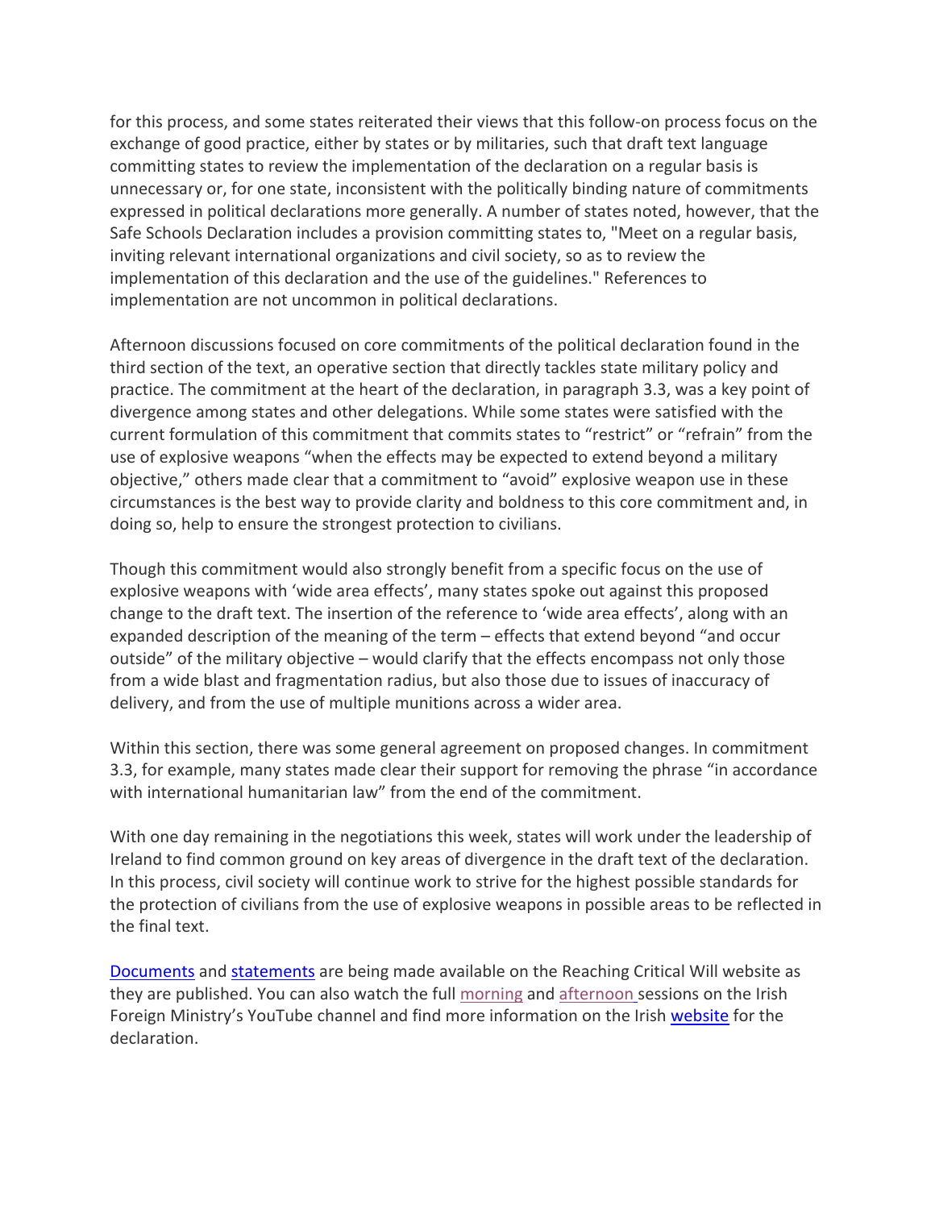for this process, and some states reiterated their views that this follow-on process focus on the exchange of good practice, either by states or by militaries, such that draft text language committing states to review the implementation of the declaration on a regular basis is unnecessary or, for one state, inconsistent with the politically binding nature of commitments expressed in political declarations more generally. A number of states noted, however, that the Safe Schools Declaration includes a provision committing states to, "Meet on a regular basis, inviting relevant international organizations and civil society, so as to review the implementation of this declaration and the use of the guidelines." References to implementation are not uncommon in political declarations.

Afternoon discussions focused on core commitments of the political declaration found in the third section of the text, an operative section that directly tackles state military policy and practice. The commitment at the heart of the declaration, in paragraph 3.3, was a key point of divergence among states and other delegations. While some states were satisfied with the current formulation of this commitment that commits states to "restrict" or "refrain" from the use of explosive weapons "when the effects may be expected to extend beyond a military objective," others made clear that a commitment to "avoid" explosive weapon use in these circumstances is the best way to provide clarity and boldness to this core commitment and, in doing so, help to ensure the strongest protection to civilians.

Though this commitment would also strongly benefit from a specific focus on the use of explosive weapons with 'wide area effects', many states spoke out against this proposed change to the draft text. The insertion of the reference to 'wide area effects', along with an expanded description of the meaning of the term – effects that extend beyond "and occur outside" of the military objective – would clarify that the effects encompass not only those from a wide blast and fragmentation radius, but also those due to issues of inaccuracy of delivery, and from the use of multiple munitions across a wider area.

Within this section, there was some general agreement on proposed changes. In commitment 3.3, for example, many states made clear their support for removing the phrase "in accordance with international humanitarian law" from the end of the commitment.

With one day remaining in the negotiations this week, states will work under the leadership of Ireland to find common ground on key areas of divergence in the draft text of the declaration. In this process, civil society will continue work to strive for the highest possible standards for the protection of civilians from the use of explosive weapons in possible areas to be reflected in the final text.

Documents and statements are being made available on the Reaching Critical Will website as they are published. You can also watch the full morning and afternoon sessions on the Irish Foreign Ministry's YouTube channel and find more information on the Irish website for the declaration.